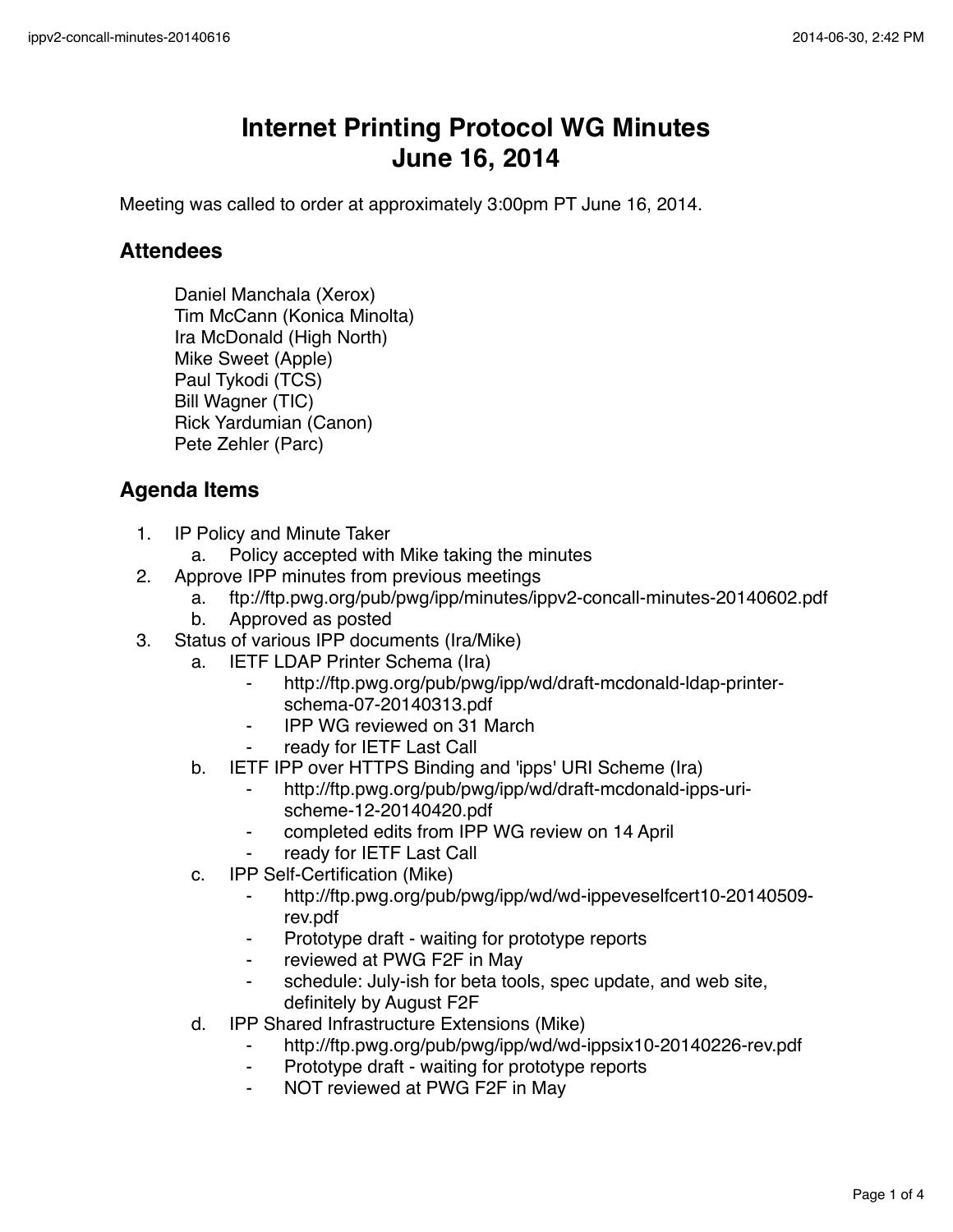# Internet Printing Protocol WG Minutes
# June 16, 2014

Meeting was called to order at approximately 3:00pm PT June 16, 2014.

## Attendees

Daniel Manchala (Xerox)
Tim McCann (Konica Minolta)
Ira McDonald (High North)
Mike Sweet (Apple)
Paul Tykodi (TCS)
Bill Wagner (TIC)
Rick Yardumian (Canon)
Pete Zehler (Parc)

## Agenda Items

1. IP Policy and Minute Taker
   a. Policy accepted with Mike taking the minutes
2. Approve IPP minutes from previous meetings
   a. ftp://ftp.pwg.org/pub/pwg/ipp/minutes/ippv2-concall-minutes-20140602.pdf
   b. Approved as posted
3. Status of various IPP documents (Ira/Mike)
   a. IETF LDAP Printer Schema (Ira)
      - http://ftp.pwg.org/pub/pwg/ipp/wd/draft-mcdonald-ldap-printer-schema-07-20140313.pdf
      - IPP WG reviewed on 31 March
      - ready for IETF Last Call
   b. IETF IPP over HTTPS Binding and 'ipps' URI Scheme (Ira)
      - http://ftp.pwg.org/pub/pwg/ipp/wd/draft-mcdonald-ipps-uri-scheme-12-20140420.pdf
      - completed edits from IPP WG review on 14 April
      - ready for IETF Last Call
   c. IPP Self-Certification (Mike)
      - http://ftp.pwg.org/pub/pwg/ipp/wd/wd-ippeveselfcert10-20140509-rev.pdf
      - Prototype draft - waiting for prototype reports
      - reviewed at PWG F2F in May
      - schedule: July-ish for beta tools, spec update, and web site, definitely by August F2F
   d. IPP Shared Infrastructure Extensions (Mike)
      - http://ftp.pwg.org/pub/pwg/ipp/wd/wd-ippsix10-20140226-rev.pdf
      - Prototype draft - waiting for prototype reports
      - NOT reviewed at PWG F2F in May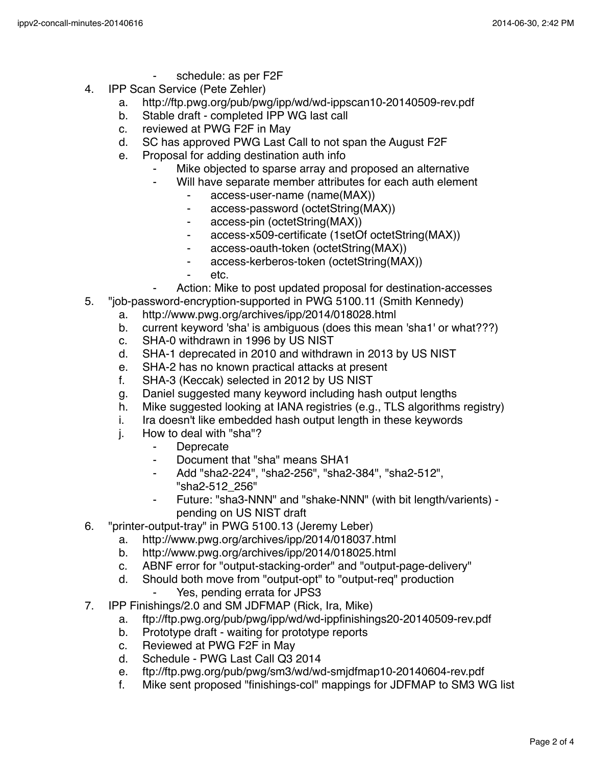- schedule: as per F2F

4. IPP Scan Service (Pete Zehler)
    a. http://ftp.pwg.org/pub/pwg/ipp/wd/wd-ippscan10-20140509-rev.pdf
    b. Stable draft - completed IPP WG last call
    c. reviewed at PWG F2F in May
    d. SC has approved PWG Last Call to not span the August F2F
    e. Proposal for adding destination auth info
        - Mike objected to sparse array and proposed an alternative
        - Will have separate member attributes for each auth element
            - access-user-name (name(MAX))
            - access-password (octetString(MAX))
            - access-pin (octetString(MAX))
            - access-x509-certificate (1setOf octetString(MAX))
            - access-oauth-token (octetString(MAX))
            - access-kerberos-token (octetString(MAX))
            - etc.
        - Action: Mike to post updated proposal for destination-accesses
5. "job-password-encryption-supported in PWG 5100.11 (Smith Kennedy)
    a. http://www.pwg.org/archives/ipp/2014/018028.html
    b. current keyword 'sha' is ambiguous (does this mean 'sha1' or what???)
    c. SHA-0 withdrawn in 1996 by US NIST
    d. SHA-1 deprecated in 2010 and withdrawn in 2013 by US NIST
    e. SHA-2 has no known practical attacks at present
    f. SHA-3 (Keccak) selected in 2012 by US NIST
    g. Daniel suggested many keyword including hash output lengths
    h. Mike suggested looking at IANA registries (e.g., TLS algorithms registry)
    i. Ira doesn't like embedded hash output length in these keywords
    j. How to deal with "sha"?
        - Deprecate
        - Document that "sha" means SHA1
        - Add "sha2-224", "sha2-256", "sha2-384", "sha2-512", "sha2-512_256"
        - Future: "sha3-NNN" and "shake-NNN" (with bit length/varients) - pending on US NIST draft
6. "printer-output-tray" in PWG 5100.13 (Jeremy Leber)
    a. http://www.pwg.org/archives/ipp/2014/018037.html
    b. http://www.pwg.org/archives/ipp/2014/018025.html
    c. ABNF error for "output-stacking-order" and "output-page-delivery"
    d. Should both move from "output-opt" to "output-req" production
        - Yes, pending errata for JPS3
7. IPP Finishings/2.0 and SM JDFMAP (Rick, Ira, Mike)
    a. ftp://ftp.pwg.org/pub/pwg/ipp/wd/wd-ippfinishings20-20140509-rev.pdf
    b. Prototype draft - waiting for prototype reports
    c. Reviewed at PWG F2F in May
    d. Schedule - PWG Last Call Q3 2014
    e. ftp://ftp.pwg.org/pub/pwg/sm3/wd/wd-smjdfmap10-20140604-rev.pdf
    f. Mike sent proposed "finishings-col" mappings for JDFMAP to SM3 WG list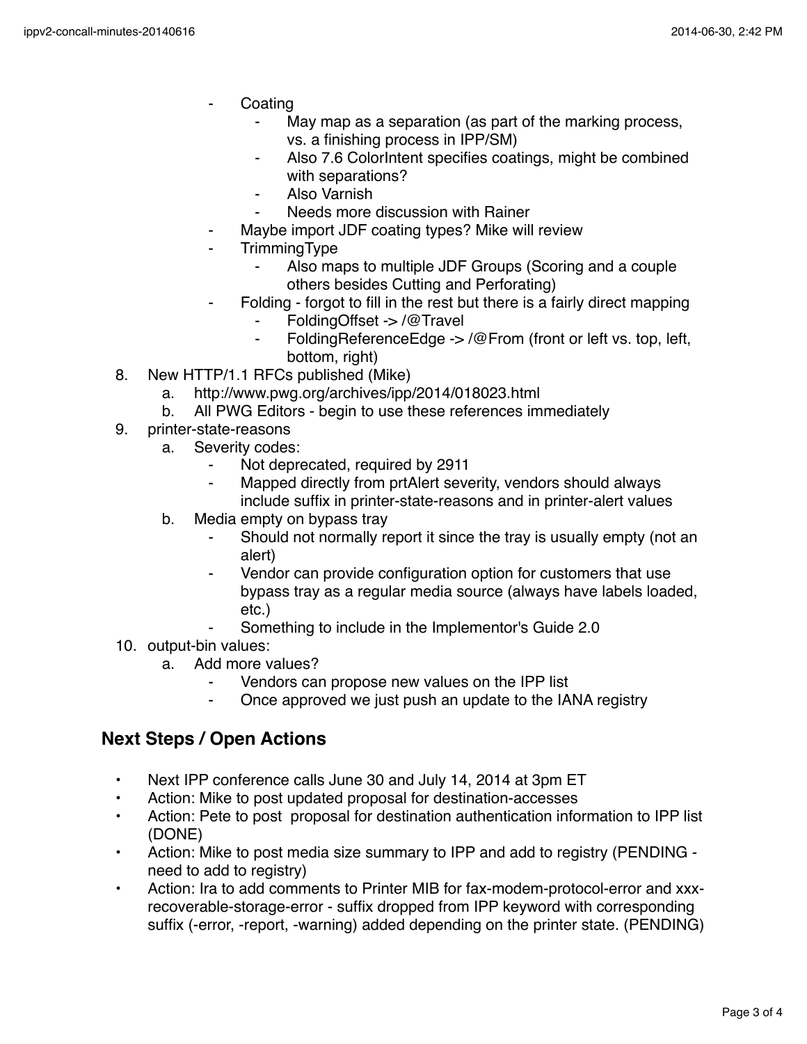- Coating
    - May map as a separation (as part of the marking process, vs. a finishing process in IPP/SM)
    - Also 7.6 ColorIntent specifies coatings, might be combined with separations?
    - Also Varnish
    - Needs more discussion with Rainer
- Maybe import JDF coating types? Mike will review
- TrimmingType
    - Also maps to multiple JDF Groups (Scoring and a couple others besides Cutting and Perforating)
- Folding - forgot to fill in the rest but there is a fairly direct mapping
    - FoldingOffset -> /@Travel
    - FoldingReferenceEdge -> /@From (front or left vs. top, left, bottom, right)

8. New HTTP/1.1 RFCs published (Mike)
    a. http://www.pwg.org/archives/ipp/2014/018023.html
    b. All PWG Editors - begin to use these references immediately
9. printer-state-reasons
    a. Severity codes:
        - Not deprecated, required by 2911
        - Mapped directly from prtAlert severity, vendors should always include suffix in printer-state-reasons and in printer-alert values
    b. Media empty on bypass tray
        - Should not normally report it since the tray is usually empty (not an alert)
        - Vendor can provide configuration option for customers that use bypass tray as a regular media source (always have labels loaded, etc.)
        - Something to include in the Implementor's Guide 2.0
10. output-bin values:
    a. Add more values?
        - Vendors can propose new values on the IPP list
        - Once approved we just push an update to the IANA registry

## Next Steps / Open Actions

- Next IPP conference calls June 30 and July 14, 2014 at 3pm ET
- Action: Mike to post updated proposal for destination-accesses
- Action: Pete to post proposal for destination authentication information to IPP list (DONE)
- Action: Mike to post media size summary to IPP and add to registry (PENDING - need to add to registry)
- Action: Ira to add comments to Printer MIB for fax-modem-protocol-error and xxx-recoverable-storage-error - suffix dropped from IPP keyword with corresponding suffix (-error, -report, -warning) added depending on the printer state. (PENDING)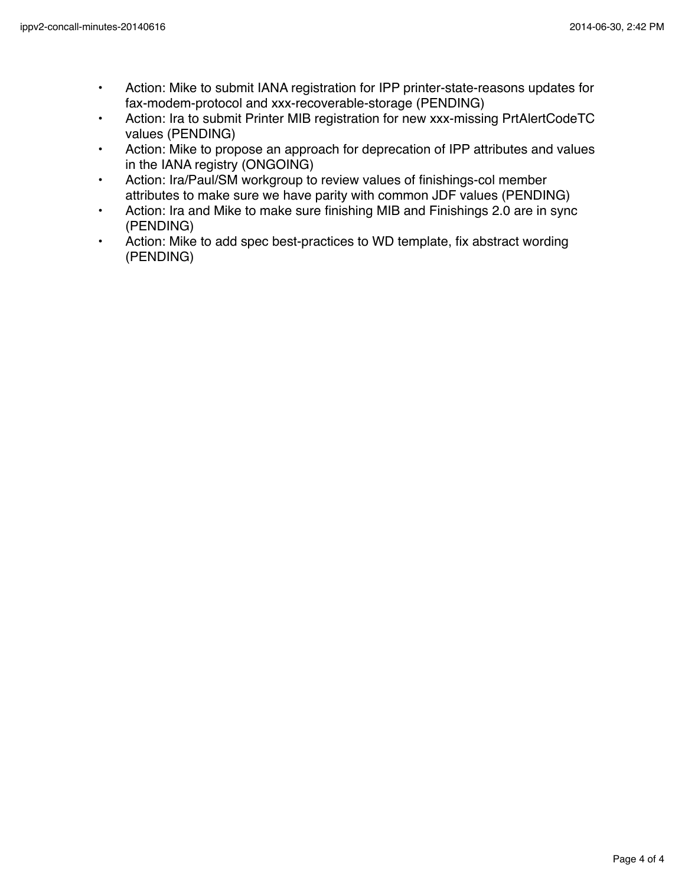- Action: Mike to submit IANA registration for IPP printer-state-reasons updates for fax-modem-protocol and xxx-recoverable-storage (PENDING)
- Action: Ira to submit Printer MIB registration for new xxx-missing PrtAlertCodeTC values (PENDING)
- Action: Mike to propose an approach for deprecation of IPP attributes and values in the IANA registry (ONGOING)
- Action: Ira/Paul/SM workgroup to review values of finishings-col member attributes to make sure we have parity with common JDF values (PENDING)
- Action: Ira and Mike to make sure finishing MIB and Finishings 2.0 are in sync (PENDING)
- Action: Mike to add spec best-practices to WD template, fix abstract wording (PENDING)